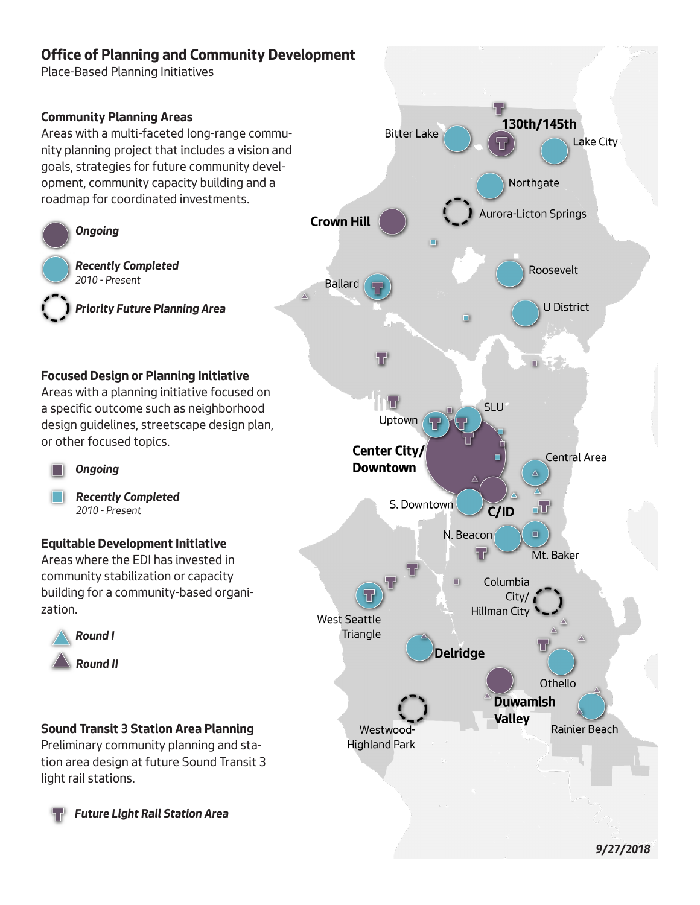## Office of Planning and Community Development

Place-Based Planning Initiatives

### Community Planning Areas

Areas with a multi-faceted long-range community planning project that includes a vision and goals, strategies for future community development, community capacity building and a roadmap for coordinated investments.

- *Ongoing*
- *Recently Completed* *2010 - Present*
- *Priority Future Planning Area*

### Focused Design or Planning Initiative

Areas with a planning initiative focused on a specific outcome such as neighborhood design guidelines, streetscape design plan, or other focused topics.

- *Ongoing*
- *Recently Completed* *2010 - Present*

### Equitable Development Initiative

Areas where the EDI has invested in community stabilization or capacity building for a community-based organization.

- *Round I*
- *Round II*

### Sound Transit 3 Station Area Planning

Preliminary community planning and station area design at future Sound Transit 3 light rail stations.

- *Future Light Rail Station Area*

**130th/145th**

Bitter Lake

Lake City

Northgate

**Crown Hill**

Aurora-Licton Springs

Roosevelt

Ballard

U District

Uptown

SLU

**Center City/ Downtown**

Central Area

S. Downtown

**C/ID**

N. Beacon

Mt. Baker

Columbia City/ Hillman City

West Seattle Triangle

**Delridge**

Othello

**Duwamish Valley**

Westwood-Highland Park

Rainier Beach

*9/27/2018*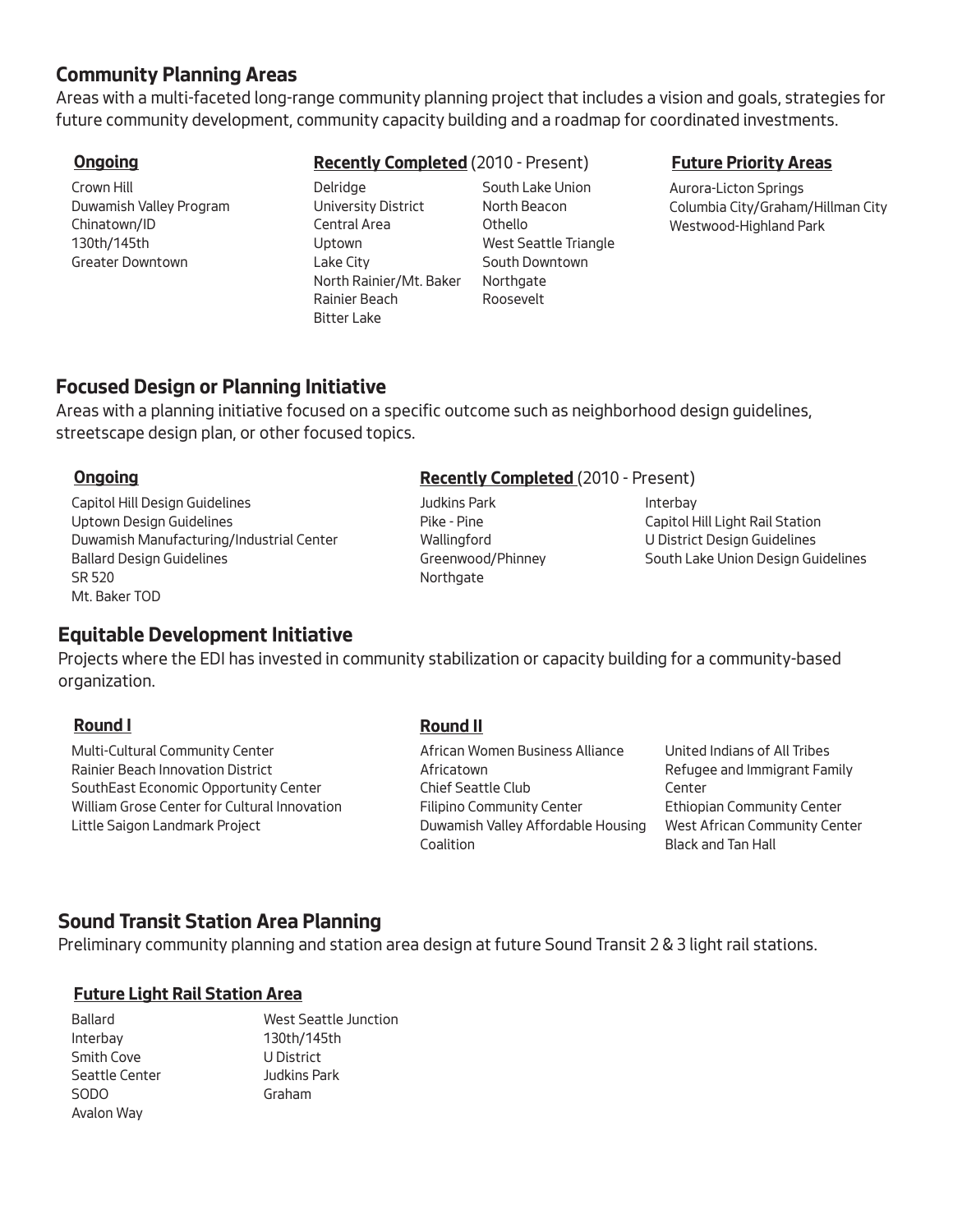## Community Planning Areas

Areas with a multi-faceted long-range community planning project that includes a vision and goals, strategies for future community development, community capacity building and a roadmap for coordinated investments.

**Ongoing**

Crown Hill
Duwamish Valley Program
Chinatown/ID
130th/145th
Greater Downtown

**Recently Completed** (2010 - Present)

Delridge
University District
Central Area
Uptown
Lake City
North Rainier/Mt. Baker
Rainier Beach
Bitter Lake
South Lake Union
North Beacon
Othello
West Seattle Triangle
South Downtown
Northgate
Roosevelt

**Future Priority Areas**

Aurora-Licton Springs
Columbia City/Graham/Hillman City
Westwood-Highland Park

## Focused Design or Planning Initiative

Areas with a planning initiative focused on a specific outcome such as neighborhood design guidelines, streetscape design plan, or other focused topics.

**Ongoing**

Capitol Hill Design Guidelines
Uptown Design Guidelines
Duwamish Manufacturing/Industrial Center
Ballard Design Guidelines
SR 520
Mt. Baker TOD

**Recently Completed** (2010 - Present)

Judkins Park
Pike - Pine
Wallingford
Greenwood/Phinney
Northgate
Interbay
Capitol Hill Light Rail Station
U District Design Guidelines
South Lake Union Design Guidelines

## Equitable Development Initiative

Projects where the EDI has invested in community stabilization or capacity building for a community-based organization.

**Round I**

Multi-Cultural Community Center
Rainier Beach Innovation District
SouthEast Economic Opportunity Center
William Grose Center for Cultural Innovation
Little Saigon Landmark Project

**Round II**

African Women Business Alliance
Africatown
Chief Seattle Club
Filipino Community Center
Duwamish Valley Affordable Housing Coalition
United Indians of All Tribes
Refugee and Immigrant Family Center
Ethiopian Community Center
West African Community Center
Black and Tan Hall

## Sound Transit Station Area Planning

Preliminary community planning and station area design at future Sound Transit 2 & 3 light rail stations.

**Future Light Rail Station Area**

Ballard
Interbay
Smith Cove
Seattle Center
SODO
Avalon Way
West Seattle Junction
130th/145th
U District
Judkins Park
Graham